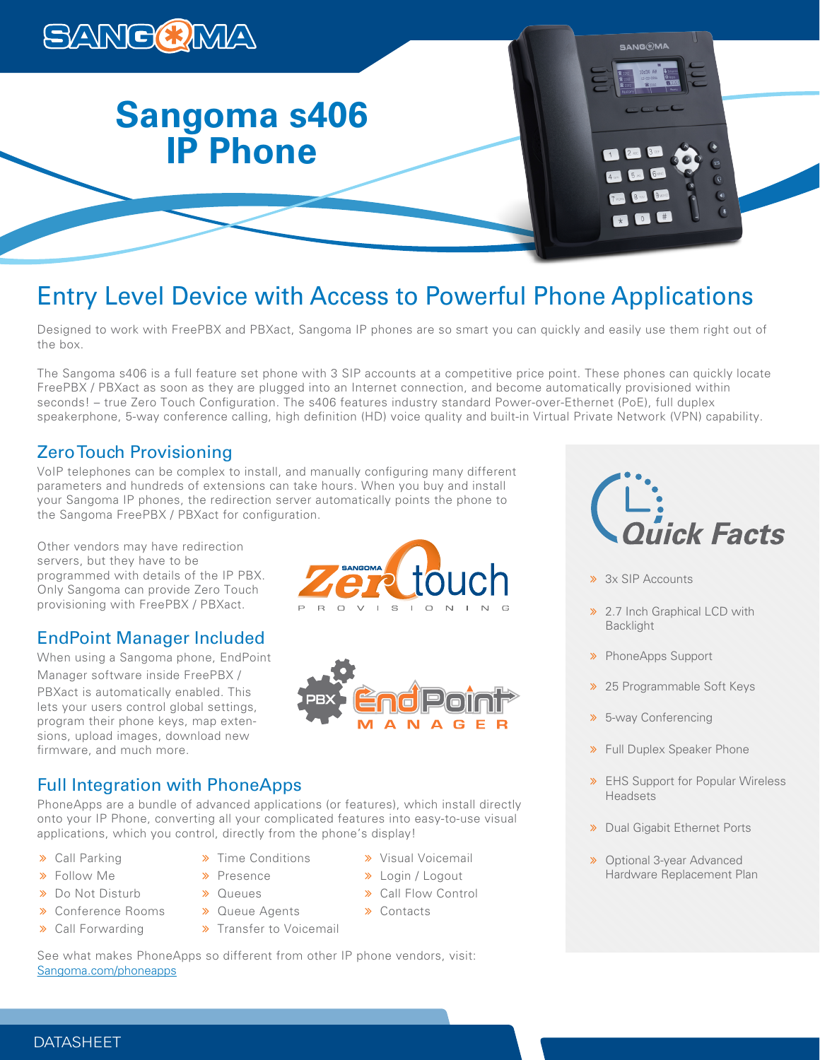# Sangoma s406 IP Phone

## Entry Level Device with Access to Powerful Phone Applications

Designed to work with FreePBX and PBXact, Sangoma IP phones are so smart you can quickly and easily use them right out of the box.

The Sangoma s406 is a full feature set phone with 3 SIP accounts at a competitive price point. These phones can quickly locate FreePBX / PBXact as soon as they are plugged into an Internet connection, and become automatically provisioned within seconds! – true Zero Touch Configuration. The s406 features industry standard Power-over-Ethernet (PoE), full duplex speakerphone, 5-way conference calling, high definition (HD) voice quality and built-in Virtual Private Network (VPN) capability.

### Zero Touch Provisioning

VoIP telephones can be complex to install, and manually configuring many different parameters and hundreds of extensions can take hours. When you buy and install your Sangoma IP phones, the redirection server automatically points the phone to the Sangoma FreePBX / PBXact for configuration.

Other vendors may have redirection servers, but they have to be programmed with details of the IP PBX. Only Sangoma can provide Zero Touch provisioning with FreePBX / PBXact.

### EndPoint Manager Included

When using a Sangoma phone, EndPoint Manager software inside FreePBX / PBXact is automatically enabled. This lets your users control global settings, program their phone keys, map extensions, upload images, download new firmware, and much more.

### Full Integration with PhoneApps

PhoneApps are a bundle of advanced applications (or features), which install directly onto your IP Phone, converting all your complicated features into easy-to-use visual applications, which you control, directly from the phone's display!

- Call Parking
- Follow Me
- Do Not Disturb
- Conference Rooms
- Call Forwarding
- Time Conditions
- Presence
- Queues
- Queue Agents
- Transfer to Voicemail
- Visual Voicemail
- Login / Logout
- Call Flow Control
- Contacts

See what makes PhoneApps so different from other IP phone vendors, visit: [Sangoma.com/phoneapps](Sangoma.com/phoneapps)

### Quick Facts

- 3x SIP Accounts
- 2.7 Inch Graphical LCD with Backlight
- PhoneApps Support
- 25 Programmable Soft Keys
- 5-way Conferencing
- Full Duplex Speaker Phone
- EHS Support for Popular Wireless Headsets
- Dual Gigabit Ethernet Ports
- Optional 3-year Advanced Hardware Replacement Plan

DATASHEET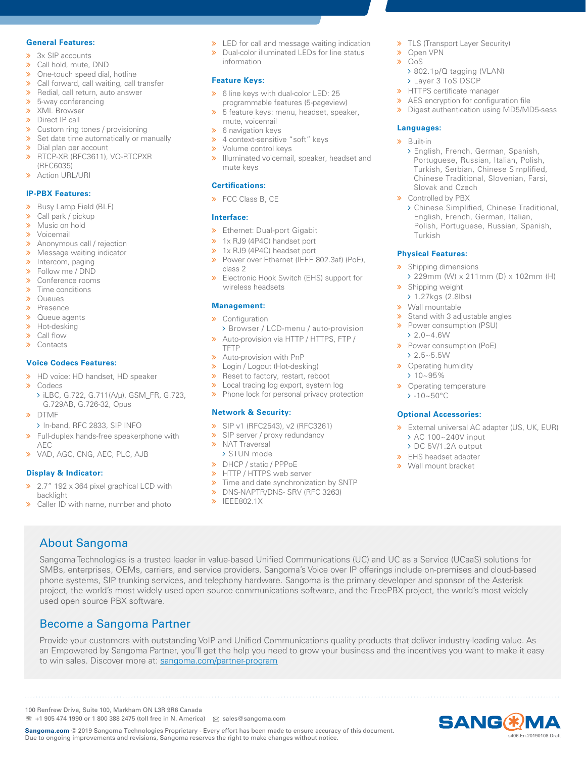### General Features:

- 3x SIP accounts
- Call hold, mute, DND
- One-touch speed dial, hotline
- Call forward, call waiting, call transfer
- Redial, call return, auto answer
- 5-way conferencing
- XML Browser
- Direct IP call
- Custom ring tones / provisioning
- Set date time automatically or manually
- Dial plan per account
- RTCP-XR (RFC3611), VQ-RTCPXR (RFC6035)
- Action URL/URI

### IP-PBX Features:

- Busy Lamp Field (BLF)
- Call park / pickup
- Music on hold
- Voicemail
- Anonymous call / rejection
- Message waiting indicator
- Intercom, paging
- Follow me / DND
- Conference rooms
- Time conditions
- Queues
- Presence
- Queue agents
- Hot-desking
- Call flow
- Contacts

### Voice Codecs Features:

- HD voice: HD handset, HD speaker
- Codecs
  - iLBC, G.722, G.711(A/μ), GSM_FR, G.723, G.729AB, G.726-32, Opus
- DTMF
  - In-band, RFC 2833, SIP INFO
- Full-duplex hands-free speakerphone with AEC
- VAD, AGC, CNG, AEC, PLC, AJB

### Display & Indicator:

- 2.7" 192 x 364 pixel graphical LCD with backlight
- Caller ID with name, number and photo
- LED for call and message waiting indication
- Dual-color illuminated LEDs for line status information

### Feature Keys:

- 6 line keys with dual-color LED: 25 programmable features (5-pageview)
- 5 feature keys: menu, headset, speaker, mute, voicemail
- 6 navigation keys
- 4 context-sensitive "soft" keys
- Volume control keys
- Illuminated voicemail, speaker, headset and mute keys

### Certifications:

- FCC Class B, CE

### Interface:

- Ethernet: Dual-port Gigabit
- 1x RJ9 (4P4C) handset port
- 1x RJ9 (4P4C) headset port
- Power over Ethernet (IEEE 802.3af) (PoE), class 2
- Electronic Hook Switch (EHS) support for wireless headsets

### Management:

- Configuration
  - Browser / LCD-menu / auto-provision
- Auto-provision via HTTP / HTTPS, FTP / TFTP
- Auto-provision with PnP
- Login / Logout (Hot-desking)
- Reset to factory, restart, reboot
- Local tracing log export, system log
- Phone lock for personal privacy protection

### Network & Security:

- SIP v1 (RFC2543), v2 (RFC3261)
- SIP server / proxy redundancy
- NAT Traversal
  - STUN mode
- DHCP / static / PPPoE
- HTTP / HTTPS web server
- Time and date synchronization by SNTP
- DNS-NAPTR/DNS- SRV (RFC 3263)
- IEEE802.1X
- TLS (Transport Layer Security)
- Open VPN
- QoS
  - 802.1p/Q tagging (VLAN)
  - Layer 3 ToS DSCP
- HTTPS certificate manager
- AES encryption for configuration file
- Digest authentication using MD5/MD5-sess

### Languages:

- Built-in
  - English, French, German, Spanish, Portuguese, Russian, Italian, Polish, Turkish, Serbian, Chinese Simplified, Chinese Traditional, Slovenian, Farsi, Slovak and Czech
- Controlled by PBX
  - Chinese Simplified, Chinese Traditional, English, French, German, Italian, Polish, Portuguese, Russian, Spanish, Turkish

### Physical Features:

- Shipping dimensions
  - 229mm (W) x 211mm (D) x 102mm (H)
- Shipping weight
  - 1.27kgs (2.8lbs)
- Wall mountable
- Stand with 3 adjustable angles
- Power consumption (PSU)
  - 2.0~4.6W
- Power consumption (PoE)
  - 2.5~5.5W
- Operating humidity
  - 10~95%
- Operating temperature
  - -10~50°C

### Optional Accessories:

- External universal AC adapter (US, UK, EUR)
  - AC 100~240V input
  - DC 5V/1.2A output
- EHS headset adapter
- Wall mount bracket

## About Sangoma

Sangoma Technologies is a trusted leader in value-based Unified Communications (UC) and UC as a Service (UCaaS) solutions for SMBs, enterprises, OEMs, carriers, and service providers. Sangoma's Voice over IP offerings include on-premises and cloud-based phone systems, SIP trunking services, and telephony hardware. Sangoma is the primary developer and sponsor of the Asterisk project, the world's most widely used open source communications software, and the FreePBX project, the world's most widely used open source PBX software.

## Become a Sangoma Partner

Provide your customers with outstanding VoIP and Unified Communications quality products that deliver industry-leading value. As an Empowered by Sangoma Partner, you'll get the help you need to grow your business and the incentives you want to make it easy to win sales. Discover more at: sangoma.com/partner-program

100 Renfrew Drive, Suite 100, Markham ON L3R 9R6 Canada
+1 905 474 1990 or 1 800 388 2475 (toll free in N. America) sales@sangoma.com

**Sangoma.com** © 2019 Sangoma Technologies Proprietary - Every effort has been made to ensure accuracy of this document. Due to ongoing improvements and revisions, Sangoma reserves the right to make changes without notice.

SANGOMA

s406.En.20190108.Draft